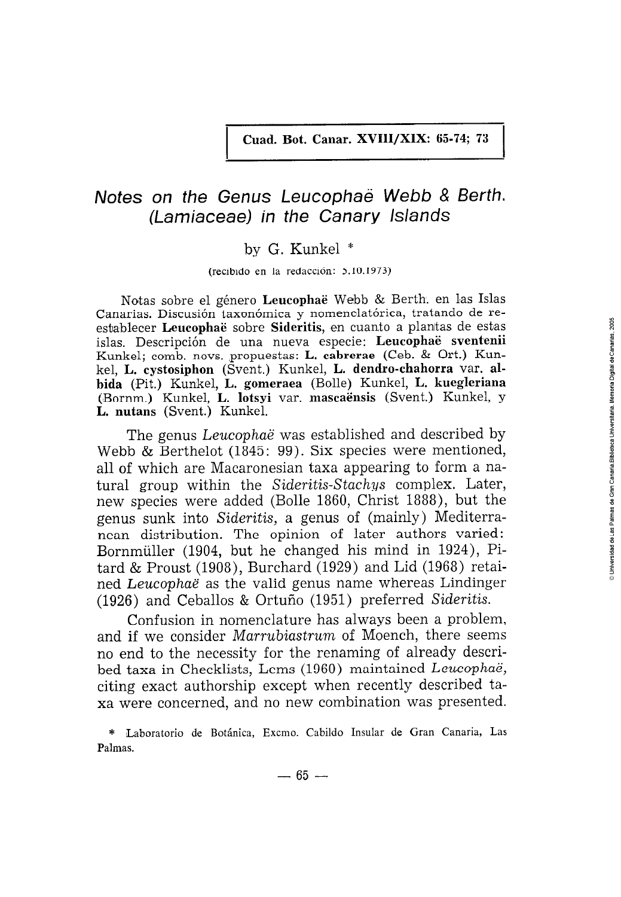# *Notes on the Genus Leucophaë Webb & Berth. (Lamiaceae) in the Canary Islands*

by G. Kunkel *

(recibido en la redacción: 5.10.1973)

Notas sobre el género **Leucophaë** Webb & Berth. en las Islas Canarias. Discusión taxonómica y nomenclatórica, tratando de reestablecer **Leucophaë** sobre **Sideritis**, en cuanto a plantas de estas islas. Descripción de una nueva especie: **Leucophaë sventenii** Kunkel; comb. novs. propuestas: **L. cabrerae** (Ceb. & Ort.) Kunkel, **L. cystosiphon** (Svent.) Kunkel, **L. dendro-chahorra** var. **albida** (Pit.) Kunkel, **L. gomeraea** (Bolle) Kunkel, **L. kuegleriana** (Bornm.) Kunkel, **L. lotsyi** var. **mascaënsis** (Svent.) Kunkel, y **L. nutans** (Svent.) Kunkel.

The genus *Leucophaë* was established and described by Webb & Berthelot (1845: 99). Six species were mentioned, all of which are Macaronesian taxa appearing to form a natural group within the *Sideritis-Stachys* complex. Later, new species were added (Bolle 1860, Christ 1888), but the genus sunk into *Sideritis*, a genus of (mainly) Mediterranean distribution. The opinion of later authors varied: Bornmüller (1904, but he changed his mind in 1924), Pitard & Proust (1908), Burchard (1929) and Lid (1968) retained *Leucophaë* as the valid genus name whereas Lindinger (1926) and Ceballos & Ortuño (1951) preferred *Sideritis*.

Confusion in nomenclature has always been a problem, and if we consider *Marrubiastrum* of Moench, there seems no end to the necessity for the renaming of already described taxa in Checklists, Lems (1960) maintained *Leucophaë*, citing exact authorship except when recently described taxa were concerned, and no new combination was presented.

* Laboratorio de Botánica, Excmo. Cabildo Insular de Gran Canaria, Las Palmas.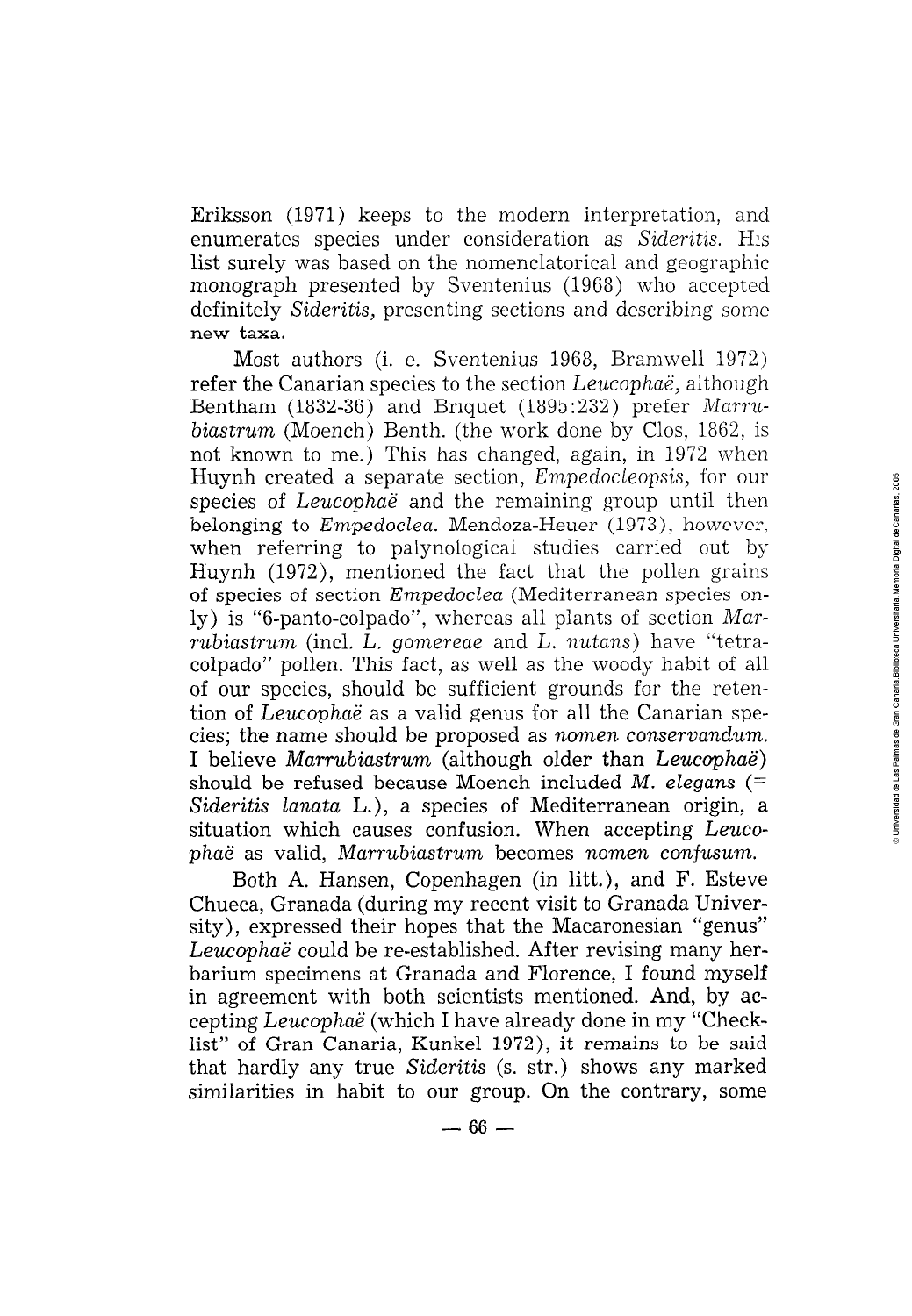Eriksson (1971) keeps to the modern interpretation, and enumerates species under consideration as *Sideritis*. His list surely was based on the nomenclatorical and geographic monograph presented by Sventenius (1968) who accepted definitely *Sideritis*, presenting sections and describing some new taxa.

Most authors (i. e. Sventenius 1968, Bramwell 1972) refer the Canarian species to the section *Leucophaë*, although Bentham (1832-36) and Briquet (1895:232) prefer *Marrubiastrum* (Moench) Benth. (the work done by Clos, 1862, is not known to me.) This has changed, again, in 1972 when Huynh created a separate section, *Empedocleopsis*, for our species of *Leucophaë* and the remaining group until then belonging to *Empedoclea*. Mendoza-Heuer (1973), however, when referring to palynological studies carried out by Huynh (1972), mentioned the fact that the pollen grains of species of section *Empedoclea* (Mediterranean species only) is "6-panto-colpado", whereas all plants of section *Marrubiastrum* (incl. *L. gomereae* and *L. nutans*) have "tetracolpado" pollen. This fact, as well as the woody habit of all of our species, should be sufficient grounds for the retention of *Leucophaë* as a valid genus for all the Canarian species; the name should be proposed as *nomen conservandum*. I believe *Marrubiastrum* (although older than *Leucophaë*) should be refused because Moench included *M. elegans* (= *Sideritis lanata* L.), a species of Mediterranean origin, a situation which causes confusion. When accepting *Leucophaë* as valid, *Marrubiastrum* becomes *nomen confusum*.

Both A. Hansen, Copenhagen (in litt.), and F. Esteve Chueca, Granada (during my recent visit to Granada University), expressed their hopes that the Macaronesian "genus" *Leucophaë* could be re-established. After revising many herbarium specimens at Granada and Florence, I found myself in agreement with both scientists mentioned. And, by accepting *Leucophaë* (which I have already done in my "Checklist" of Gran Canaria, Kunkel 1972), it remains to be said that hardly any true *Sideritis* (s. str.) shows any marked similarities in habit to our group. On the contrary, some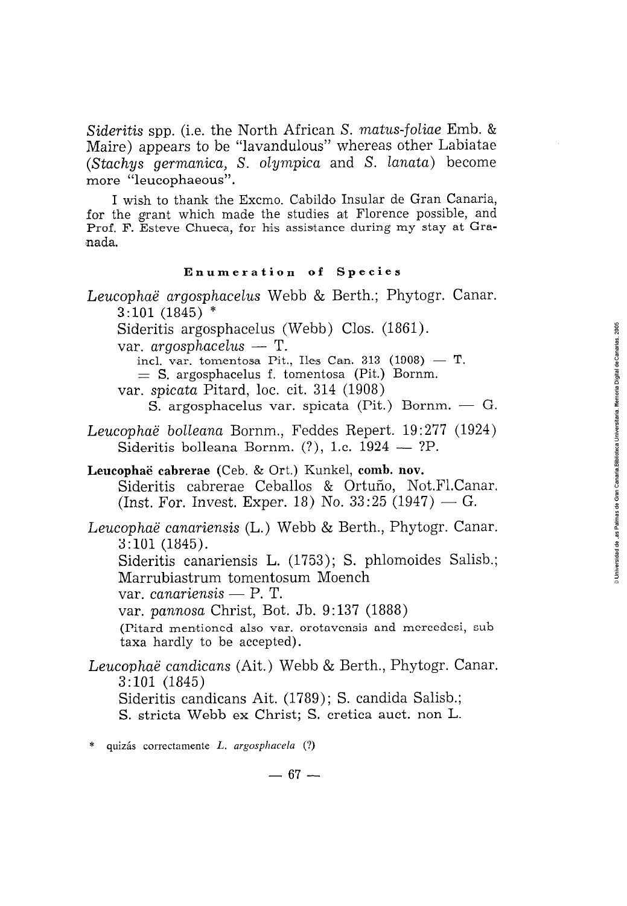*Sideritis* spp. (i.e. the North African *S. matus-foliae* Emb. & Maire) appears to be "lavandulous" whereas other Labiatae (*Stachys germanica, S. olympica* and *S. lanata*) become more "leucophaeous".

I wish to thank the Excmo. Cabildo Insular de Gran Canaria, for the grant which made the studies at Florence possible, and Prof. F. Esteve Chueca, for his assistance during my stay at Granada.

## Enumeration of Species

*Leucophaë argosphacelus* Webb & Berth.; Phytogr. Canar. 3:101 (1845) *
Sideritis argosphacelus (Webb) Clos. (1861).
var. *argosphacelus* — T.
incl. var. tomentosa Pit., Iles Can. 313 (1908) — T.
= S. argosphacelus f. tomentosa (Pit.) Bornm.
var. *spicata* Pitard, loc. cit. 314 (1908)
S. argosphacelus var. spicata (Pit.) Bornm. — G.

*Leucophaë bolleana* Bornm., Feddes Repert. 19:277 (1924)
Sideritis bolleana Bornm. (?), l.c. 1924 — ?P.

**Leucophaë cabrerae** (Ceb. & Ort.) Kunkel, **comb. nov.**
Sideritis cabrerae Ceballos & Ortuño, Not.Fl.Canar. (Inst. For. Invest. Exper. 18) No. 33:25 (1947) — G.

*Leucophaë canariensis* (L.) Webb & Berth., Phytogr. Canar. 3:101 (1845).
Sideritis canariensis L. (1753); S. phlomoides Salisb.; Marrubiastrum tomentosum Moench
var. *canariensis* — P. T.
var. *pannosa* Christ, Bot. Jb. 9:137 (1888)
(Pitard mentioned also var. orotavensis and mercedesi, sub taxa hardly to be accepted).

*Leucophaë candicans* (Ait.) Webb & Berth., Phytogr. Canar. 3:101 (1845)
Sideritis candicans Ait. (1789); S. candida Salisb.; S. stricta Webb ex Christ; S. cretica auct. non L.

\* quizás correctamente *L. argosphacela* (?)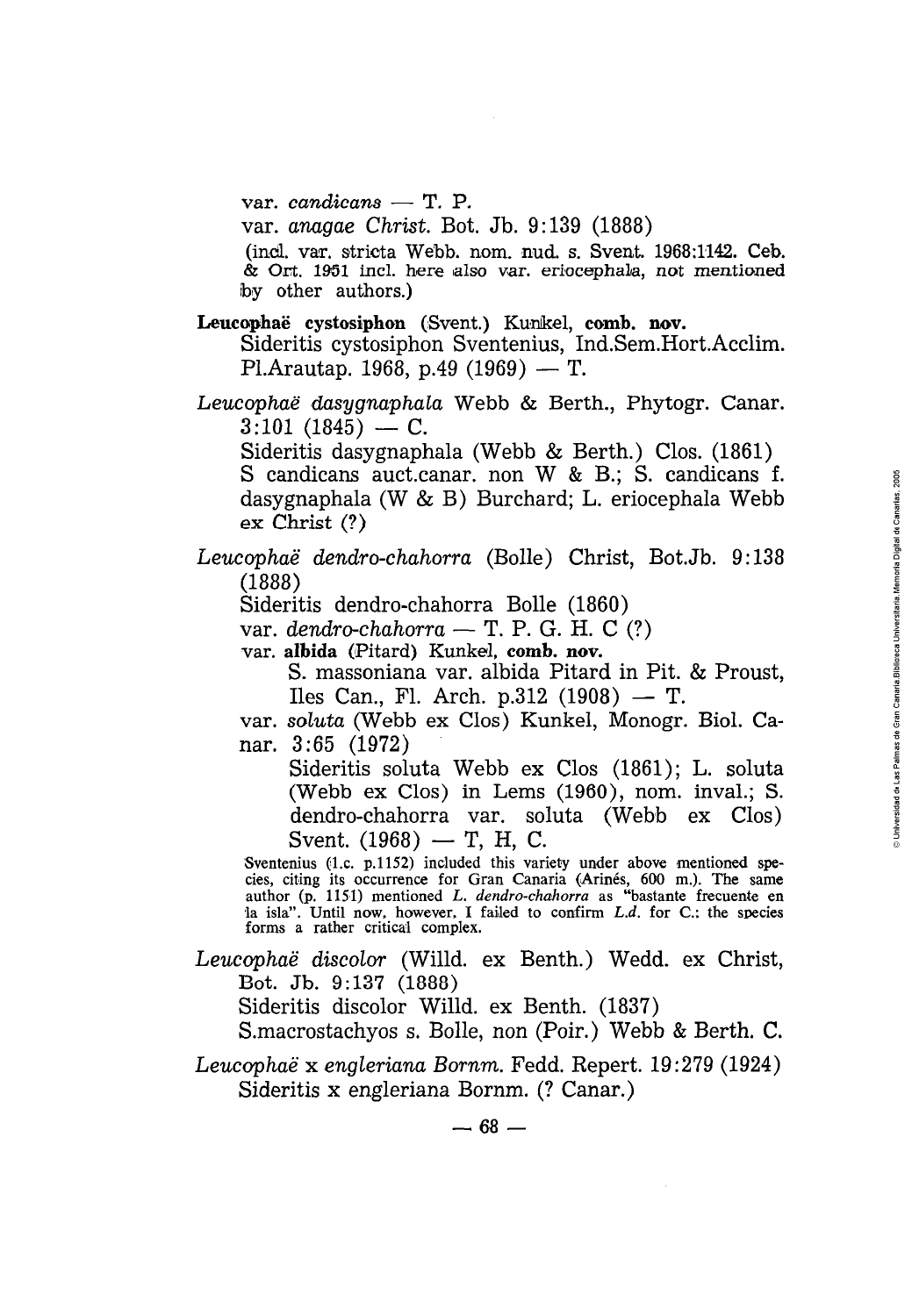var. *candicans* — T. P.

var. *anagae Christ.* Bot. Jb. 9:139 (1888)

(incl. var. stricta Webb. nom. nud. s. Svent. 1968:1142. Ceb. & Ort. 1951 incl. here also var. eriocephala, not mentioned by other authors.)

**Leucophaë cystosiphon** (Svent.) Kunkel, **comb. nov.**
Sideritis cystosiphon Sventenius, Ind.Sem.Hort.Acclim. Pl.Arautap. 1968, p.49 (1969) — T.

*Leucophaë dasygnaphala* Webb & Berth., Phytogr. Canar. 3:101 (1845) — C.
Sideritis dasygnaphala (Webb & Berth.) Clos. (1861)
S candicans auct.canar. non W & B.; S. candicans f. dasygnaphala (W & B) Burchard; L. eriocephala Webb ex Christ (?)

*Leucophaë dendro-chahorra* (Bolle) Christ, Bot.Jb. 9:138 (1888)
Sideritis dendro-chahorra Bolle (1860)
var. *dendro-chahorra* — T. P. G. H. C (?)
var. **albida** (Pitard) Kunkel, **comb. nov.**
S. massoniana var. albida Pitard in Pit. & Proust, Iles Can., Fl. Arch. p.312 (1908) — T.
var. *soluta* (Webb ex Clos) Kunkel, Monogr. Biol. Canar. 3:65 (1972)
Sideritis soluta Webb ex Clos (1861); L. soluta (Webb ex Clos) in Lems (1960), nom. inval.; S. dendro-chahorra var. soluta (Webb ex Clos) Svent. (1968) — T, H, C.

Sventenius (l.c. p.1152) included this variety under above mentioned species, citing its occurrence for Gran Canaria (Arinés, 600 m.). The same author (p. 1151) mentioned *L. dendro-chahorra* as "bastante frecuente en la isla". Until now, however, I failed to confirm *L.d.* for C.: the species forms a rather critical complex.

*Leucophaë discolor* (Willd. ex Benth.) Wedd. ex Christ, Bot. Jb. 9:137 (1888)
Sideritis discolor Willd. ex Benth. (1837)
S.macrostachyos s. Bolle, non (Poir.) Webb & Berth. C.

*Leucophaë* x *engleriana Bornm.* Fedd. Repert. 19:279 (1924)
Sideritis x engleriana Bornm. (? Canar.)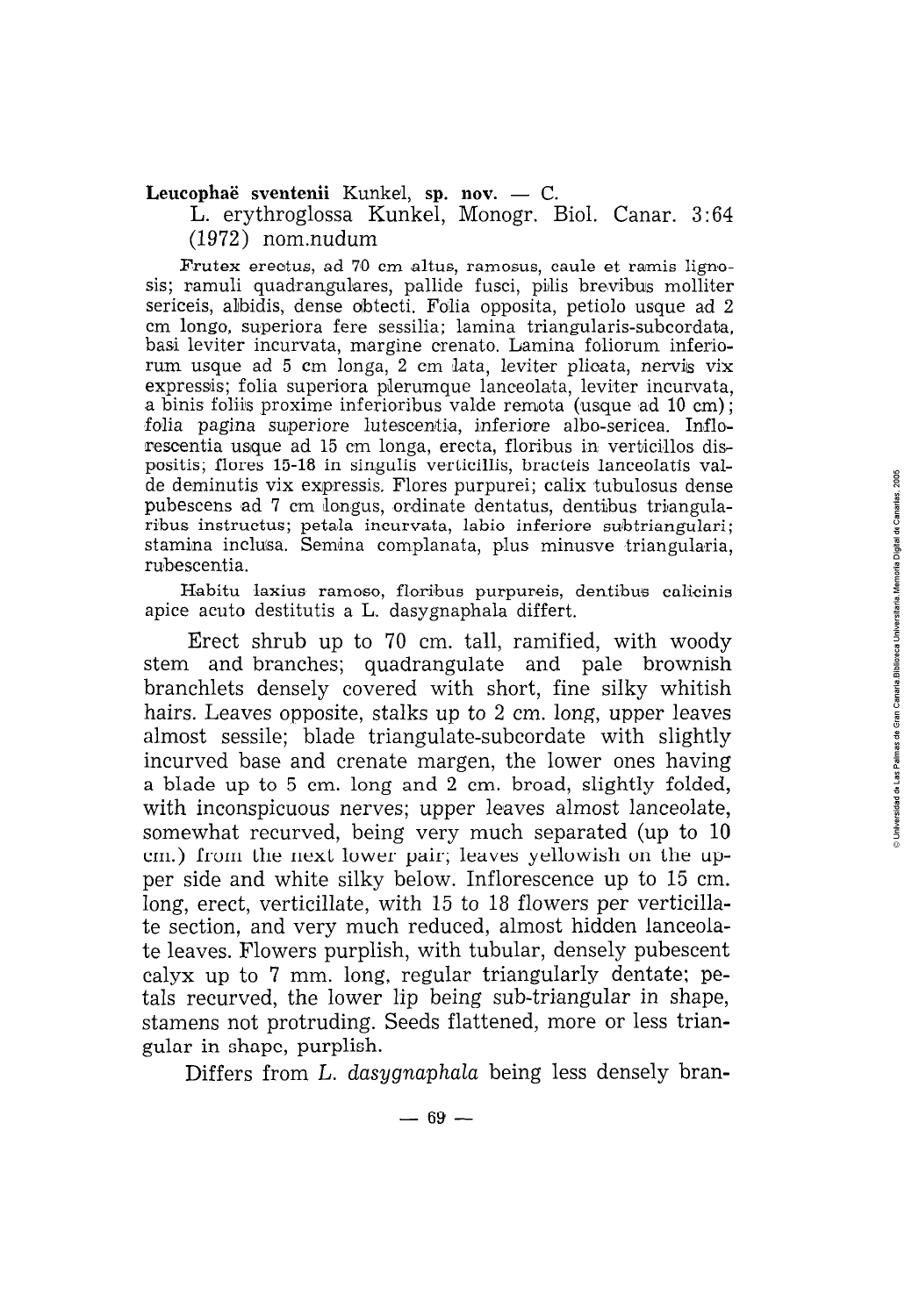**Leucophaë sventenii** Kunkel, **sp. nov.** — C.

L. erythroglossa Kunkel, Monogr. Biol. Canar. 3:64 (1972) nom.nudum

Frutex erectus, ad 70 cm altus, ramosus, caule et ramis lignosis; ramuli quadrangulares, pallide fusci, pilis brevibus molliter sericeis, albidis, dense obtecti. Folia opposita, petiolo usque ad 2 cm longo, superiora fere sessilia; lamina triangularis-subcordata, basi leviter incurvata, margine crenato. Lamina foliorum inferiorum usque ad 5 cm longa, 2 cm lata, leviter plicata, nervis vix expressis; folia superiora plerumque lanceolata, leviter incurvata, a binis foliis proxime inferioribus valde remota (usque ad 10 cm); folia pagina superiore lutescentia, inferiore albo-sericea. Inflorescentia usque ad 15 cm longa, erecta, floribus in verticillos dispositis; flores 15-18 in singulis verticillis, bracteis lanceolatis valde deminutis vix expressis. Flores purpurei; calix tubulosus dense pubescens ad 7 cm longus, ordinate dentatus, dentibus triangularibus instructus; petala incurvata, labio inferiore subtriangulari; stamina inclusa. Semina complanata, plus minusve triangularia, rubescentia.

Habitu laxius ramoso, floribus purpureis, dentibus calicinis apice acuto destitutis a L. dasygnaphala differt.

Erect shrub up to 70 cm. tall, ramified, with woody stem and branches; quadrangulate and pale brownish branchlets densely covered with short, fine silky whitish hairs. Leaves opposite, stalks up to 2 cm. long, upper leaves almost sessile; blade triangulate-subcordate with slightly incurved base and crenate margen, the lower ones having a blade up to 5 cm. long and 2 cm. broad, slightly folded, with inconspicuous nerves; upper leaves almost lanceolate, somewhat recurved, being very much separated (up to 10 cm.) from the next lower pair; leaves yellowish on the upper side and white silky below. Inflorescence up to 15 cm. long, erect, verticillate, with 15 to 18 flowers per verticillate section, and very much reduced, almost hidden lanceolate leaves. Flowers purplish, with tubular, densely pubescent calyx up to 7 mm. long, regular triangularly dentate; petals recurved, the lower lip being sub-triangular in shape, stamens not protruding. Seeds flattened, more or less triangular in shape, purplish.

Differs from *L. dasygnaphala* being less densely bran-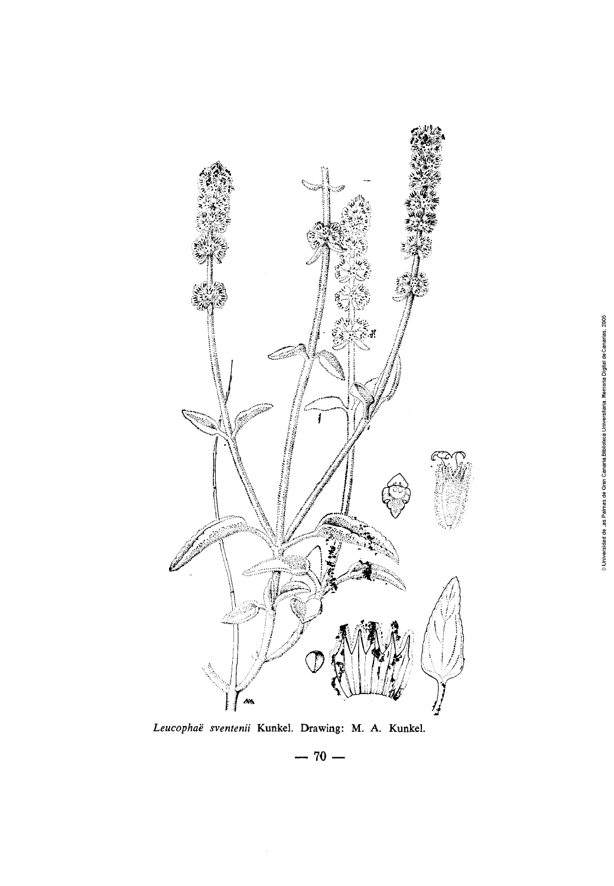*Leucophaë sventenii* Kunkel. Drawing: M. A. Kunkel.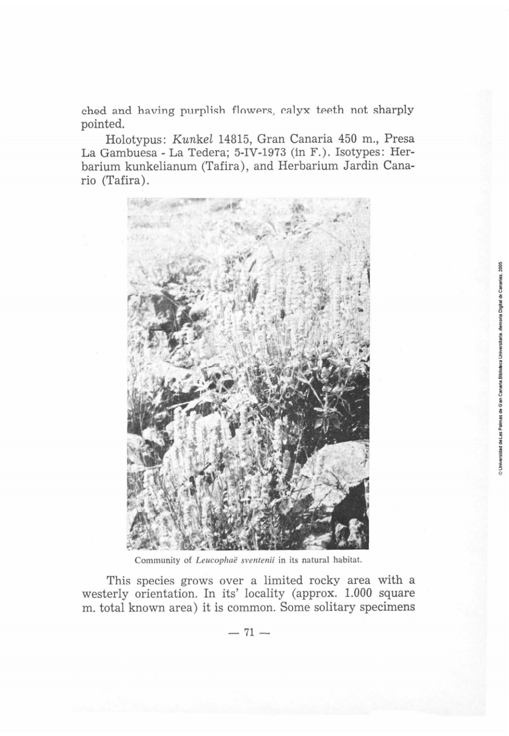ched and having purplish flowers, calyx teeth not sharply pointed.

Holotypus: *Kunkel* 14815, Gran Canaria 450 m., Presa La Gambuesa - La Tedera; 5-IV-1973 (in F.). Isotypes: Herbarium kunkelianum (Tafira), and Herbarium Jardin Canario (Tafira).

Community of *Leucophaë sventenii* in its natural habitat.

This species grows over a limited rocky area with a westerly orientation. In its' locality (approx. 1.000 square m. total known area) it is common. Some solitary specimens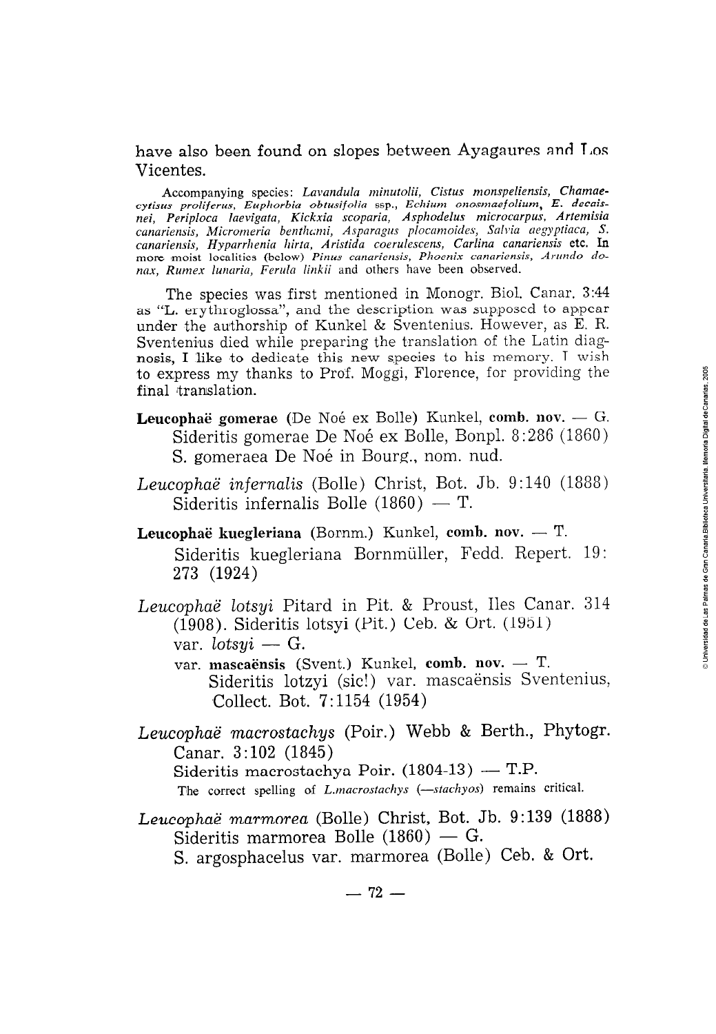have also been found on slopes between Ayagaures and Los Vicentes.

Accompanying species: *Lavandula minutolii, Cistus monspeliensis, Chamaecytisus proliferus, Euphorbia obtusifolia* ssp., *Echium onosmaefolium, E. decaisnei, Periploca laevigata, Kickxia scoparia, Asphodelus microcarpus, Artemisia canariensis, Micromeria benthami, Asparagus plocamoides, Salvia aegyptiaca, S. canariensis, Hyparrhenia hirta, Aristida coerulescens, Carlina canariensis* etc. In more moist localities (below) *Pinus canariensis, Phoenix canariensis, Arundo donax, Rumex lunaria, Ferula linkii* and others have been observed.

The species was first mentioned in Monogr. Biol. Canar. 3:44 as "L. erythroglossa", and the description was supposed to appear under the authorship of Kunkel & Sventenius. However, as E. R. Sventenius died while preparing the translation of the Latin diagnosis, I like to dedicate this new species to his memory. I wish to express my thanks to Prof. Moggi, Florence, for providing the final translation.

**Leucophaë gomerae** (De Noé ex Bolle) Kunkel, **comb. nov.** — G.
Sideritis gomerae De Noé ex Bolle, Bonpl. 8:286 (1860)
S. gomeraea De Noé in Bourg., nom. nud.

*Leucophaë infernalis* (Bolle) Christ, Bot. Jb. 9:140 (1888)
Sideritis infernalis Bolle (1860) — T.

**Leucophaë kuegleriana** (Bornm.) Kunkel, **comb. nov.** — T.
Sideritis kuegleriana Bornmüller, Fedd. Repert. 19: 273 (1924)

*Leucophaë lotsyi* Pitard in Pit. & Proust, Iles Canar. 314 (1908). Sideritis lotsyi (Pit.) Ceb. & Ort. (1951)
var. *lotsyi* — G.
var. **mascaënsis** (Svent.) Kunkel, **comb. nov.** — T.
Sideritis lotzyi (sic!) var. mascaënsis Sventenius, Collect. Bot. 7:1154 (1954)

*Leucophaë macrostachys* (Poir.) Webb & Berth., Phytogr. Canar. 3:102 (1845)
Sideritis macrostachya Poir. (1804-13) — T.P.
The correct spelling of *L.macrostachys* (*—stachyos*) remains critical.

*Leucophaë marmorea* (Bolle) Christ, Bot. Jb. 9:139 (1888)
Sideritis marmorea Bolle (1860) — G.
S. argosphacelus var. marmorea (Bolle) Ceb. & Ort.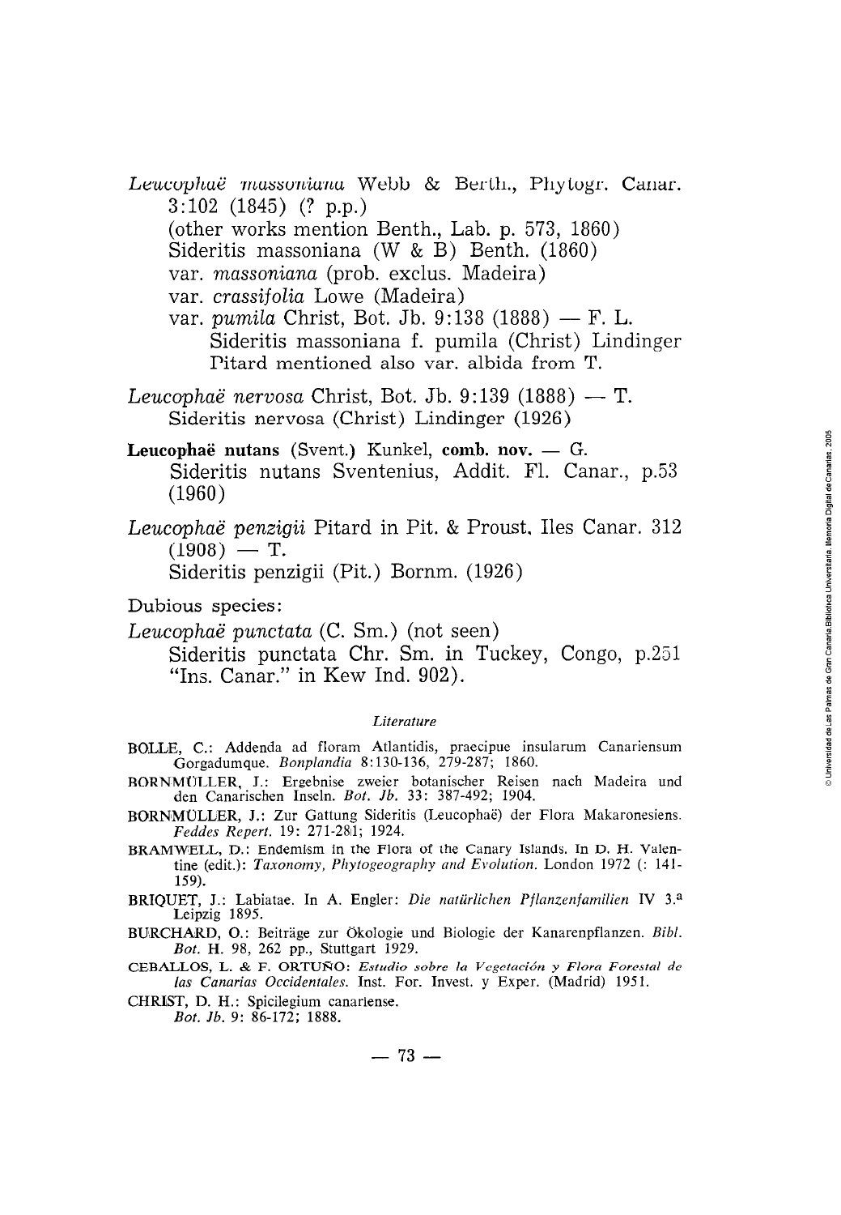*Leucophaë massoniana* Webb & Berth., Phytogr. Canar. 3:102 (1845) (? p.p.)
(other works mention Benth., Lab. p. 573, 1860)
Sideritis massoniana (W & B) Benth. (1860)
var. *massoniana* (prob. exclus. Madeira)
var. *crassifolia* Lowe (Madeira)
var. *pumila* Christ, Bot. Jb. 9:138 (1888) — F. L.
Sideritis massoniana f. pumila (Christ) Lindinger
Pitard mentioned also var. albida from T.

*Leucophaë nervosa* Christ, Bot. Jb. 9:139 (1888) — T.
Sideritis nervosa (Christ) Lindinger (1926)

**Leucophaë nutans** (Svent.) Kunkel, **comb. nov.** — G.
Sideritis nutans Sventenius, Addit. Fl. Canar., p.53 (1960)

*Leucophaë penzigii* Pitard in Pit. & Proust, Iles Canar. 312 (1908) — T.
Sideritis penzigii (Pit.) Bornm. (1926)

Dubious species:

*Leucophaë punctata* (C. Sm.) (not seen)
Sideritis punctata Chr. Sm. in Tuckey, Congo, p.251 "Ins. Canar." in Kew Ind. 902).

### *Literature*

BOLLE, C.: Addenda ad floram Atlantidis, praecipue insularum Canariensum Gorgadumque. *Bonplandia* 8:130-136, 279-287; 1860.

BORNMÜLLER, J.: Ergebnise zweier botanischer Reisen nach Madeira und den Canarischen Inseln. *Bot. Jb.* 33: 387-492; 1904.

BORNMÜLLER, J.: Zur Gattung Sideritis (Leucophaë) der Flora Makaronesiens. *Feddes Repert.* 19: 271-281; 1924.

BRAMWELL, D.: Endemism in the Flora of the Canary Islands. In D. H. Valentine (edit.): *Taxonomy, Phytogeography and Evolution.* London 1972 (: 141-159).

BRIQUET, J.: Labiatae. In A. Engler: *Die natürlichen Pflanzenfamilien* IV 3.ª Leipzig 1895.

BURCHARD, O.: Beiträge zur Ökologie und Biologie der Kanarenpflanzen. *Bibl. Bot.* H. 98, 262 pp., Stuttgart 1929.

CEBALLOS, L. & F. ORTUÑO: *Estudio sobre la Vegetación y Flora Forestal de las Canarias Occidentales.* Inst. For. Invest. y Exper. (Madrid) 1951.

CHRIST, D. H.: Spicilegium canariense. *Bot. Jb.* 9: 86-172; 1888.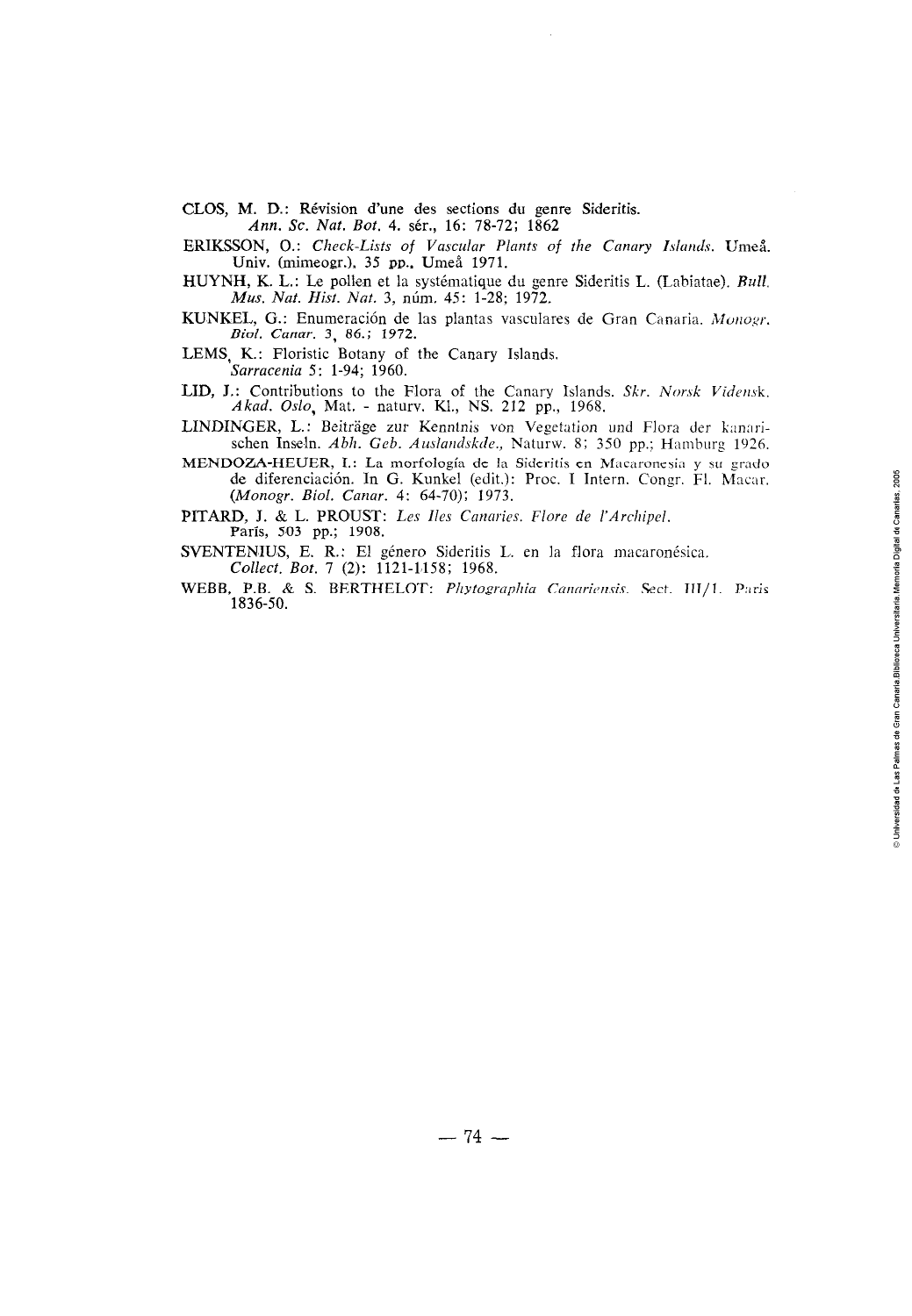CLOS, M. D.: Révision d'une des sections du genre Sideritis. *Ann. Sc. Nat. Bot.* 4. sér., 16: 78-72; 1862

ERIKSSON, O.: *Check-Lists of Vascular Plants of the Canary Islands.* Umeå. Univ. (mimeogr.), 35 pp., Umeå 1971.

HUYNH, K. L.: Le pollen et la systématique du genre Sideritis L. (Labiatae). *Bull. Mus. Nat. Hist. Nat.* 3, núm. 45: 1-28; 1972.

KUNKEL, G.: Enumeración de las plantas vasculares de Gran Canaria. *Monogr. Biol. Canar.* 3, 86.; 1972.

LEMS, K.: Floristic Botany of the Canary Islands. *Sarracenia* 5: 1-94; 1960.

LID, J.: Contributions to the Flora of the Canary Islands. *Skr. Norsk Vidensk. Akad. Oslo*, Mat. - naturv. Kl., NS. 212 pp., 1968.

LINDINGER, L.: Beiträge zur Kenntnis von Vegetation und Flora der kanarischen Inseln. *Abh. Geb. Auslandskde.*, Naturw. 8; 350 pp.; Hamburg 1926.

MENDOZA-HEUER, I.: La morfología de la Sideritis en Macaronesia y su grado de diferenciación. In G. Kunkel (edit.): Proc. I Intern. Congr. Fl. Macar. (*Monogr. Biol. Canar.* 4: 64-70); 1973.

PITARD, J. & L. PROUST: *Les Iles Canaries. Flore de l'Archipel.* Paris, 503 pp.; 1908.

SVENTENIUS, E. R.: El género Sideritis L. en la flora macaronésica. *Collect. Bot.* 7 (2): 1121-1158; 1968.

WEBB, P.B. & S. BERTHELOT: *Phytographia Canariensis.* Sect. III/1. Paris 1836-50.